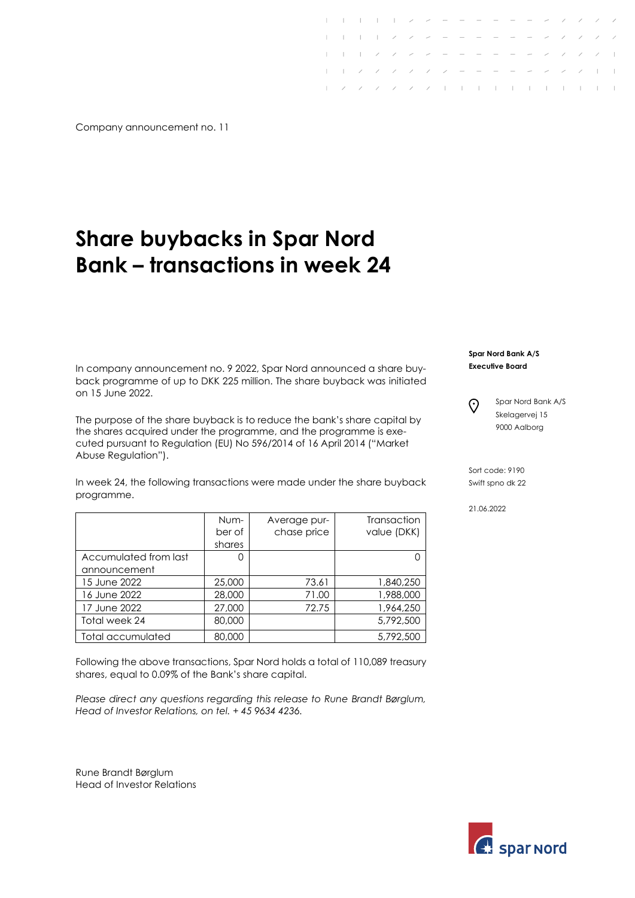Company announcement no. 11

# Share buybacks in Spar Nord Bank – transactions in week 24

**Spar Nord Bank A/S**
**Executive Board**

Spar Nord Bank A/S
Skelagervej 15
9000 Aalborg

Sort code: 9190
Swift spno dk 22

21.06.2022

In company announcement no. 9 2022, Spar Nord announced a share buyback programme of up to DKK 225 million. The share buyback was initiated on 15 June 2022.

The purpose of the share buyback is to reduce the bank's share capital by the shares acquired under the programme, and the programme is executed pursuant to Regulation (EU) No 596/2014 of 16 April 2014 ("Market Abuse Regulation").

In week 24, the following transactions were made under the share buyback programme.

| | Number of shares | Average purchase price | Transaction value (DKK) |
|---|---|---|---|
| Accumulated from last announcement | 0 | | 0 |
| 15 June 2022 | 25,000 | 73.61 | 1,840,250 |
| 16 June 2022 | 28,000 | 71.00 | 1,988,000 |
| 17 June 2022 | 27,000 | 72.75 | 1,964,250 |
| Total week 24 | 80,000 | | 5,792,500 |
| Total accumulated | 80,000 | | 5,792,500 |

Following the above transactions, Spar Nord holds a total of 110,089 treasury shares, equal to 0.09% of the Bank's share capital.

*Please direct any questions regarding this release to Rune Brandt Børglum, Head of Investor Relations, on tel. + 45 9634 4236.*

Rune Brandt Børglum
Head of Investor Relations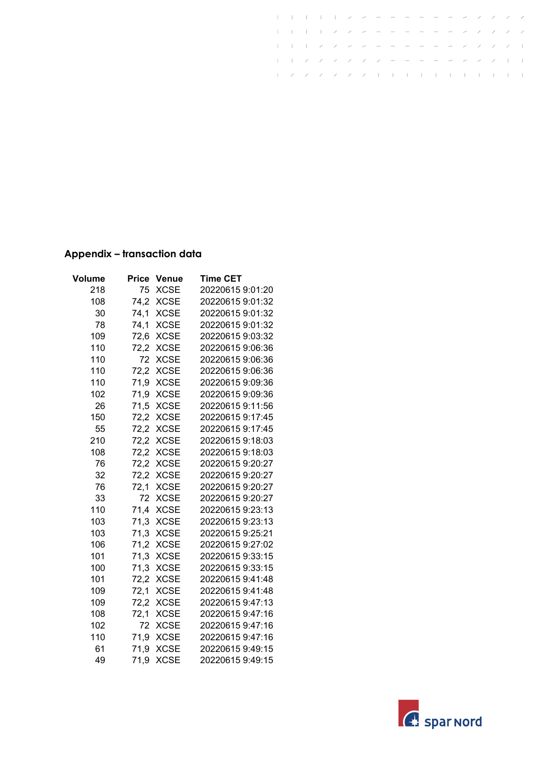## Appendix – transaction data

| Volume | Price | Venue | Time CET |
|---|---|---|---|
| 218 | 75 | XCSE | 20220615 9:01:20 |
| 108 | 74,2 | XCSE | 20220615 9:01:32 |
| 30 | 74,1 | XCSE | 20220615 9:01:32 |
| 78 | 74,1 | XCSE | 20220615 9:01:32 |
| 109 | 72,6 | XCSE | 20220615 9:03:32 |
| 110 | 72,2 | XCSE | 20220615 9:06:36 |
| 110 | 72 | XCSE | 20220615 9:06:36 |
| 110 | 72,2 | XCSE | 20220615 9:06:36 |
| 110 | 71,9 | XCSE | 20220615 9:09:36 |
| 102 | 71,9 | XCSE | 20220615 9:09:36 |
| 26 | 71,5 | XCSE | 20220615 9:11:56 |
| 150 | 72,2 | XCSE | 20220615 9:17:45 |
| 55 | 72,2 | XCSE | 20220615 9:17:45 |
| 210 | 72,2 | XCSE | 20220615 9:18:03 |
| 108 | 72,2 | XCSE | 20220615 9:18:03 |
| 76 | 72,2 | XCSE | 20220615 9:20:27 |
| 32 | 72,2 | XCSE | 20220615 9:20:27 |
| 76 | 72,1 | XCSE | 20220615 9:20:27 |
| 33 | 72 | XCSE | 20220615 9:20:27 |
| 110 | 71,4 | XCSE | 20220615 9:23:13 |
| 103 | 71,3 | XCSE | 20220615 9:23:13 |
| 103 | 71,3 | XCSE | 20220615 9:25:21 |
| 106 | 71,2 | XCSE | 20220615 9:27:02 |
| 101 | 71,3 | XCSE | 20220615 9:33:15 |
| 100 | 71,3 | XCSE | 20220615 9:33:15 |
| 101 | 72,2 | XCSE | 20220615 9:41:48 |
| 109 | 72,1 | XCSE | 20220615 9:41:48 |
| 109 | 72,2 | XCSE | 20220615 9:47:13 |
| 108 | 72,1 | XCSE | 20220615 9:47:16 |
| 102 | 72 | XCSE | 20220615 9:47:16 |
| 110 | 71,9 | XCSE | 20220615 9:47:16 |
| 61 | 71,9 | XCSE | 20220615 9:49:15 |
| 49 | 71,9 | XCSE | 20220615 9:49:15 |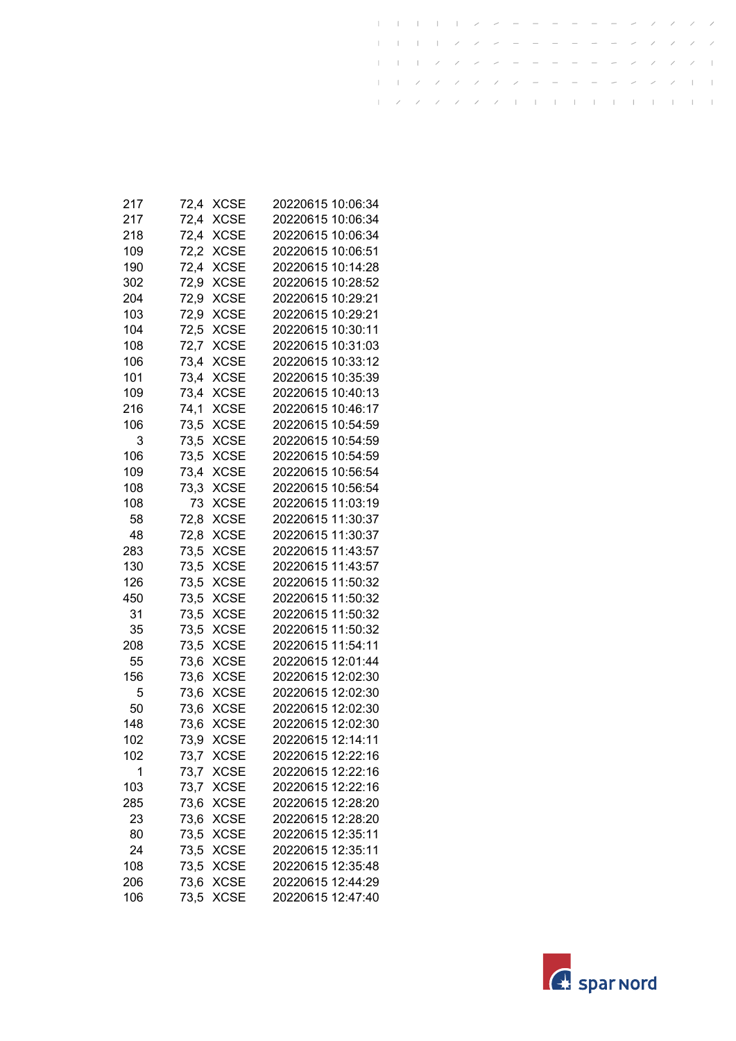| | | | |
|---|---|---|---|
| 217 | 72,4 | XCSE | 20220615 10:06:34 |
| 217 | 72,4 | XCSE | 20220615 10:06:34 |
| 218 | 72,4 | XCSE | 20220615 10:06:34 |
| 109 | 72,2 | XCSE | 20220615 10:06:51 |
| 190 | 72,4 | XCSE | 20220615 10:14:28 |
| 302 | 72,9 | XCSE | 20220615 10:28:52 |
| 204 | 72,9 | XCSE | 20220615 10:29:21 |
| 103 | 72,9 | XCSE | 20220615 10:29:21 |
| 104 | 72,5 | XCSE | 20220615 10:30:11 |
| 108 | 72,7 | XCSE | 20220615 10:31:03 |
| 106 | 73,4 | XCSE | 20220615 10:33:12 |
| 101 | 73,4 | XCSE | 20220615 10:35:39 |
| 109 | 73,4 | XCSE | 20220615 10:40:13 |
| 216 | 74,1 | XCSE | 20220615 10:46:17 |
| 106 | 73,5 | XCSE | 20220615 10:54:59 |
| 3 | 73,5 | XCSE | 20220615 10:54:59 |
| 106 | 73,5 | XCSE | 20220615 10:54:59 |
| 109 | 73,4 | XCSE | 20220615 10:56:54 |
| 108 | 73,3 | XCSE | 20220615 10:56:54 |
| 108 | 73 | XCSE | 20220615 11:03:19 |
| 58 | 72,8 | XCSE | 20220615 11:30:37 |
| 48 | 72,8 | XCSE | 20220615 11:30:37 |
| 283 | 73,5 | XCSE | 20220615 11:43:57 |
| 130 | 73,5 | XCSE | 20220615 11:43:57 |
| 126 | 73,5 | XCSE | 20220615 11:50:32 |
| 450 | 73,5 | XCSE | 20220615 11:50:32 |
| 31 | 73,5 | XCSE | 20220615 11:50:32 |
| 35 | 73,5 | XCSE | 20220615 11:50:32 |
| 208 | 73,5 | XCSE | 20220615 11:54:11 |
| 55 | 73,6 | XCSE | 20220615 12:01:44 |
| 156 | 73,6 | XCSE | 20220615 12:02:30 |
| 5 | 73,6 | XCSE | 20220615 12:02:30 |
| 50 | 73,6 | XCSE | 20220615 12:02:30 |
| 148 | 73,6 | XCSE | 20220615 12:02:30 |
| 102 | 73,9 | XCSE | 20220615 12:14:11 |
| 102 | 73,7 | XCSE | 20220615 12:22:16 |
| 1 | 73,7 | XCSE | 20220615 12:22:16 |
| 103 | 73,7 | XCSE | 20220615 12:22:16 |
| 285 | 73,6 | XCSE | 20220615 12:28:20 |
| 23 | 73,6 | XCSE | 20220615 12:28:20 |
| 80 | 73,5 | XCSE | 20220615 12:35:11 |
| 24 | 73,5 | XCSE | 20220615 12:35:11 |
| 108 | 73,5 | XCSE | 20220615 12:35:48 |
| 206 | 73,6 | XCSE | 20220615 12:44:29 |
| 106 | 73,5 | XCSE | 20220615 12:47:40 |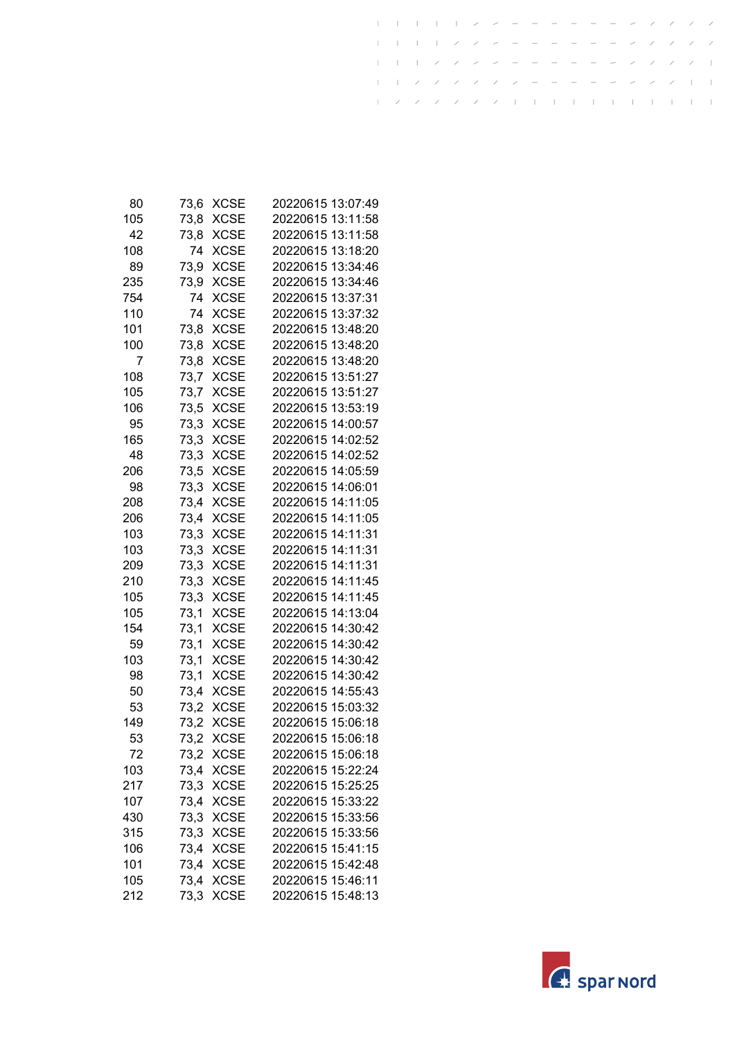| | | | |
|---|---|---|---|
| 80 | 73,6 | XCSE | 20220615 13:07:49 |
| 105 | 73,8 | XCSE | 20220615 13:11:58 |
| 42 | 73,8 | XCSE | 20220615 13:11:58 |
| 108 | 74 | XCSE | 20220615 13:18:20 |
| 89 | 73,9 | XCSE | 20220615 13:34:46 |
| 235 | 73,9 | XCSE | 20220615 13:34:46 |
| 754 | 74 | XCSE | 20220615 13:37:31 |
| 110 | 74 | XCSE | 20220615 13:37:32 |
| 101 | 73,8 | XCSE | 20220615 13:48:20 |
| 100 | 73,8 | XCSE | 20220615 13:48:20 |
| 7 | 73,8 | XCSE | 20220615 13:48:20 |
| 108 | 73,7 | XCSE | 20220615 13:51:27 |
| 105 | 73,7 | XCSE | 20220615 13:51:27 |
| 106 | 73,5 | XCSE | 20220615 13:53:19 |
| 95 | 73,3 | XCSE | 20220615 14:00:57 |
| 165 | 73,3 | XCSE | 20220615 14:02:52 |
| 48 | 73,3 | XCSE | 20220615 14:02:52 |
| 206 | 73,5 | XCSE | 20220615 14:05:59 |
| 98 | 73,3 | XCSE | 20220615 14:06:01 |
| 208 | 73,4 | XCSE | 20220615 14:11:05 |
| 206 | 73,4 | XCSE | 20220615 14:11:05 |
| 103 | 73,3 | XCSE | 20220615 14:11:31 |
| 103 | 73,3 | XCSE | 20220615 14:11:31 |
| 209 | 73,3 | XCSE | 20220615 14:11:31 |
| 210 | 73,3 | XCSE | 20220615 14:11:45 |
| 105 | 73,3 | XCSE | 20220615 14:11:45 |
| 105 | 73,1 | XCSE | 20220615 14:13:04 |
| 154 | 73,1 | XCSE | 20220615 14:30:42 |
| 59 | 73,1 | XCSE | 20220615 14:30:42 |
| 103 | 73,1 | XCSE | 20220615 14:30:42 |
| 98 | 73,1 | XCSE | 20220615 14:30:42 |
| 50 | 73,4 | XCSE | 20220615 14:55:43 |
| 53 | 73,2 | XCSE | 20220615 15:03:32 |
| 149 | 73,2 | XCSE | 20220615 15:06:18 |
| 53 | 73,2 | XCSE | 20220615 15:06:18 |
| 72 | 73,2 | XCSE | 20220615 15:06:18 |
| 103 | 73,4 | XCSE | 20220615 15:22:24 |
| 217 | 73,3 | XCSE | 20220615 15:25:25 |
| 107 | 73,4 | XCSE | 20220615 15:33:22 |
| 430 | 73,3 | XCSE | 20220615 15:33:56 |
| 315 | 73,3 | XCSE | 20220615 15:33:56 |
| 106 | 73,4 | XCSE | 20220615 15:41:15 |
| 101 | 73,4 | XCSE | 20220615 15:42:48 |
| 105 | 73,4 | XCSE | 20220615 15:46:11 |
| 212 | 73,3 | XCSE | 20220615 15:48:13 |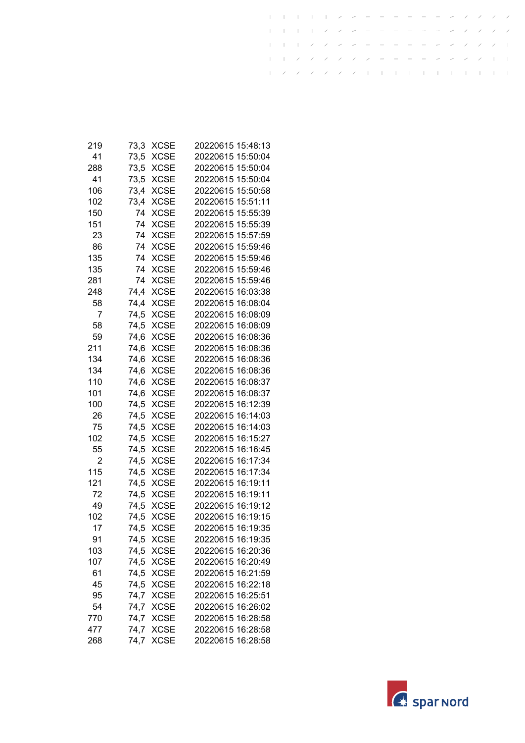| | | | |
|---|---|---|---|
| 219 | 73,3 | XCSE | 20220615 15:48:13 |
| 41 | 73,5 | XCSE | 20220615 15:50:04 |
| 288 | 73,5 | XCSE | 20220615 15:50:04 |
| 41 | 73,5 | XCSE | 20220615 15:50:04 |
| 106 | 73,4 | XCSE | 20220615 15:50:58 |
| 102 | 73,4 | XCSE | 20220615 15:51:11 |
| 150 | 74 | XCSE | 20220615 15:55:39 |
| 151 | 74 | XCSE | 20220615 15:55:39 |
| 23 | 74 | XCSE | 20220615 15:57:59 |
| 86 | 74 | XCSE | 20220615 15:59:46 |
| 135 | 74 | XCSE | 20220615 15:59:46 |
| 135 | 74 | XCSE | 20220615 15:59:46 |
| 281 | 74 | XCSE | 20220615 15:59:46 |
| 248 | 74,4 | XCSE | 20220615 16:03:38 |
| 58 | 74,4 | XCSE | 20220615 16:08:04 |
| 7 | 74,5 | XCSE | 20220615 16:08:09 |
| 58 | 74,5 | XCSE | 20220615 16:08:09 |
| 59 | 74,6 | XCSE | 20220615 16:08:36 |
| 211 | 74,6 | XCSE | 20220615 16:08:36 |
| 134 | 74,6 | XCSE | 20220615 16:08:36 |
| 134 | 74,6 | XCSE | 20220615 16:08:36 |
| 110 | 74,6 | XCSE | 20220615 16:08:37 |
| 101 | 74,6 | XCSE | 20220615 16:08:37 |
| 100 | 74,5 | XCSE | 20220615 16:12:39 |
| 26 | 74,5 | XCSE | 20220615 16:14:03 |
| 75 | 74,5 | XCSE | 20220615 16:14:03 |
| 102 | 74,5 | XCSE | 20220615 16:15:27 |
| 55 | 74,5 | XCSE | 20220615 16:16:45 |
| 2 | 74,5 | XCSE | 20220615 16:17:34 |
| 115 | 74,5 | XCSE | 20220615 16:17:34 |
| 121 | 74,5 | XCSE | 20220615 16:19:11 |
| 72 | 74,5 | XCSE | 20220615 16:19:11 |
| 49 | 74,5 | XCSE | 20220615 16:19:12 |
| 102 | 74,5 | XCSE | 20220615 16:19:15 |
| 17 | 74,5 | XCSE | 20220615 16:19:35 |
| 91 | 74,5 | XCSE | 20220615 16:19:35 |
| 103 | 74,5 | XCSE | 20220615 16:20:36 |
| 107 | 74,5 | XCSE | 20220615 16:20:49 |
| 61 | 74,5 | XCSE | 20220615 16:21:59 |
| 45 | 74,5 | XCSE | 20220615 16:22:18 |
| 95 | 74,7 | XCSE | 20220615 16:25:51 |
| 54 | 74,7 | XCSE | 20220615 16:26:02 |
| 770 | 74,7 | XCSE | 20220615 16:28:58 |
| 477 | 74,7 | XCSE | 20220615 16:28:58 |
| 268 | 74,7 | XCSE | 20220615 16:28:58 |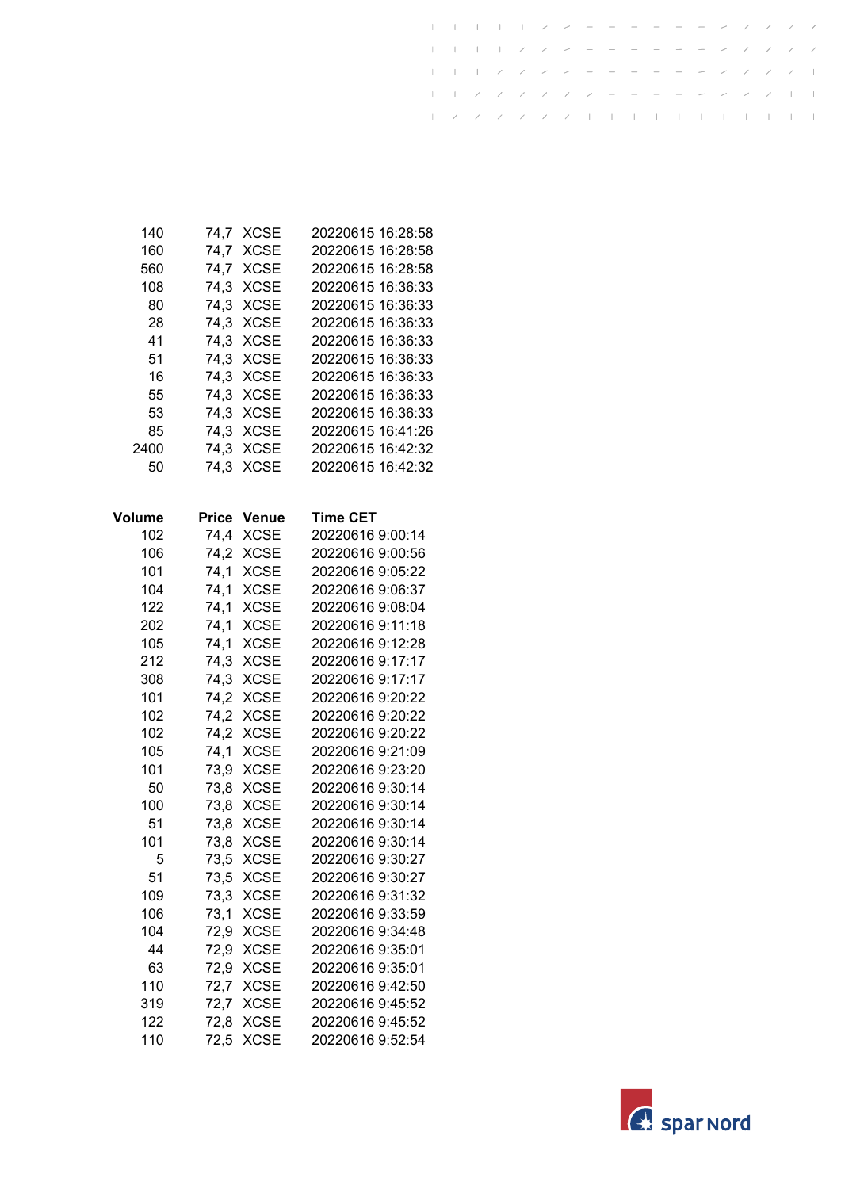| | | | |
|---|---|---|---|
| 140 | 74,7 | XCSE | 20220615 16:28:58 |
| 160 | 74,7 | XCSE | 20220615 16:28:58 |
| 560 | 74,7 | XCSE | 20220615 16:28:58 |
| 108 | 74,3 | XCSE | 20220615 16:36:33 |
| 80 | 74,3 | XCSE | 20220615 16:36:33 |
| 28 | 74,3 | XCSE | 20220615 16:36:33 |
| 41 | 74,3 | XCSE | 20220615 16:36:33 |
| 51 | 74,3 | XCSE | 20220615 16:36:33 |
| 16 | 74,3 | XCSE | 20220615 16:36:33 |
| 55 | 74,3 | XCSE | 20220615 16:36:33 |
| 53 | 74,3 | XCSE | 20220615 16:36:33 |
| 85 | 74,3 | XCSE | 20220615 16:41:26 |
| 2400 | 74,3 | XCSE | 20220615 16:42:32 |
| 50 | 74,3 | XCSE | 20220615 16:42:32 |

| **Volume** | **Price** | **Venue** | **Time CET** |
|---|---|---|---|
| 102 | 74,4 | XCSE | 20220616 9:00:14 |
| 106 | 74,2 | XCSE | 20220616 9:00:56 |
| 101 | 74,1 | XCSE | 20220616 9:05:22 |
| 104 | 74,1 | XCSE | 20220616 9:06:37 |
| 122 | 74,1 | XCSE | 20220616 9:08:04 |
| 202 | 74,1 | XCSE | 20220616 9:11:18 |
| 105 | 74,1 | XCSE | 20220616 9:12:28 |
| 212 | 74,3 | XCSE | 20220616 9:17:17 |
| 308 | 74,3 | XCSE | 20220616 9:17:17 |
| 101 | 74,2 | XCSE | 20220616 9:20:22 |
| 102 | 74,2 | XCSE | 20220616 9:20:22 |
| 102 | 74,2 | XCSE | 20220616 9:20:22 |
| 105 | 74,1 | XCSE | 20220616 9:21:09 |
| 101 | 73,9 | XCSE | 20220616 9:23:20 |
| 50 | 73,8 | XCSE | 20220616 9:30:14 |
| 100 | 73,8 | XCSE | 20220616 9:30:14 |
| 51 | 73,8 | XCSE | 20220616 9:30:14 |
| 101 | 73,8 | XCSE | 20220616 9:30:14 |
| 5 | 73,5 | XCSE | 20220616 9:30:27 |
| 51 | 73,5 | XCSE | 20220616 9:30:27 |
| 109 | 73,3 | XCSE | 20220616 9:31:32 |
| 106 | 73,1 | XCSE | 20220616 9:33:59 |
| 104 | 72,9 | XCSE | 20220616 9:34:48 |
| 44 | 72,9 | XCSE | 20220616 9:35:01 |
| 63 | 72,9 | XCSE | 20220616 9:35:01 |
| 110 | 72,7 | XCSE | 20220616 9:42:50 |
| 319 | 72,7 | XCSE | 20220616 9:45:52 |
| 122 | 72,8 | XCSE | 20220616 9:45:52 |
| 110 | 72,5 | XCSE | 20220616 9:52:54 |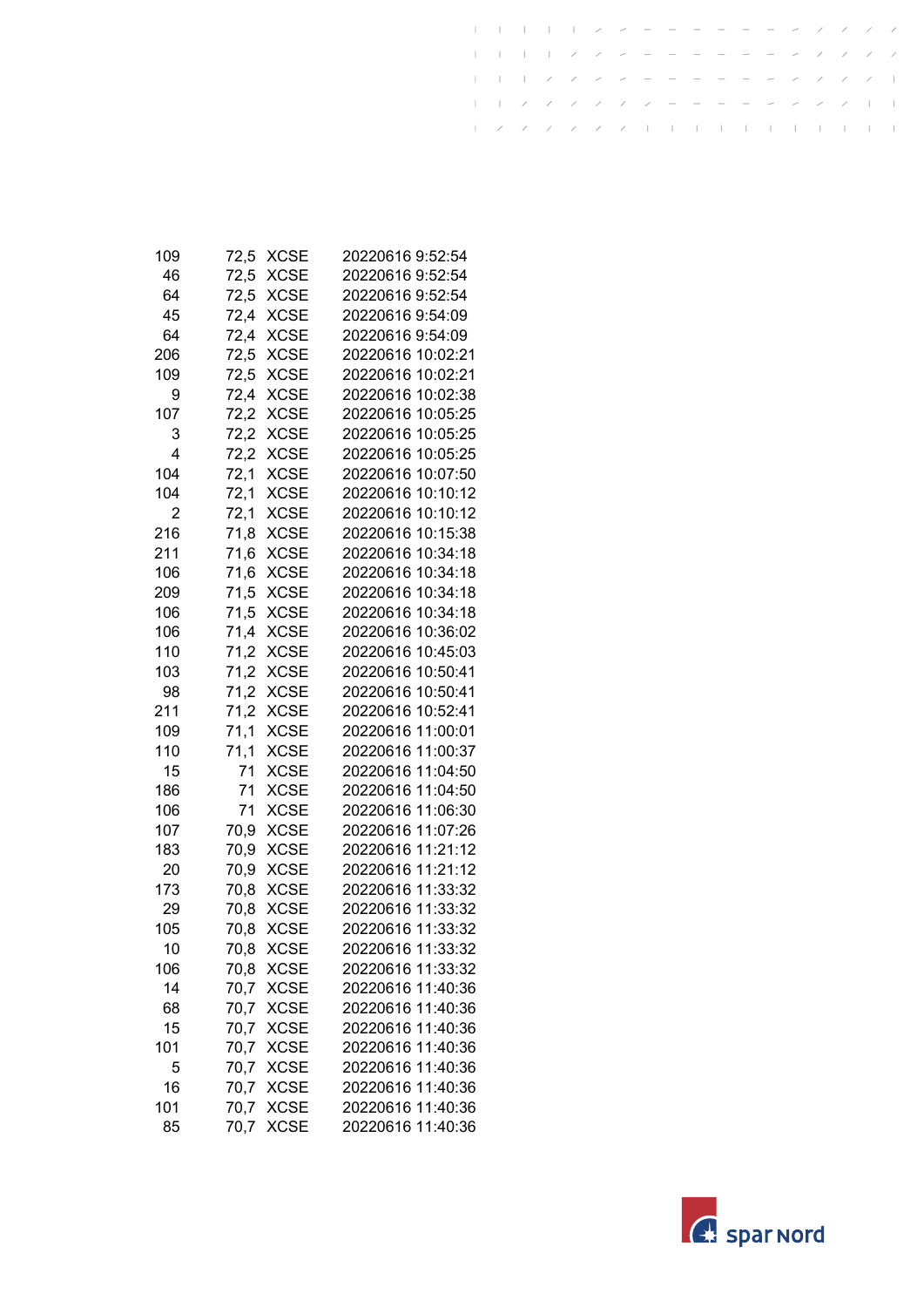| | | | |
|---|---|---|---|
| 109 | 72,5 | XCSE | 20220616 9:52:54 |
| 46 | 72,5 | XCSE | 20220616 9:52:54 |
| 64 | 72,5 | XCSE | 20220616 9:52:54 |
| 45 | 72,4 | XCSE | 20220616 9:54:09 |
| 64 | 72,4 | XCSE | 20220616 9:54:09 |
| 206 | 72,5 | XCSE | 20220616 10:02:21 |
| 109 | 72,5 | XCSE | 20220616 10:02:21 |
| 9 | 72,4 | XCSE | 20220616 10:02:38 |
| 107 | 72,2 | XCSE | 20220616 10:05:25 |
| 3 | 72,2 | XCSE | 20220616 10:05:25 |
| 4 | 72,2 | XCSE | 20220616 10:05:25 |
| 104 | 72,1 | XCSE | 20220616 10:07:50 |
| 104 | 72,1 | XCSE | 20220616 10:10:12 |
| 2 | 72,1 | XCSE | 20220616 10:10:12 |
| 216 | 71,8 | XCSE | 20220616 10:15:38 |
| 211 | 71,6 | XCSE | 20220616 10:34:18 |
| 106 | 71,6 | XCSE | 20220616 10:34:18 |
| 209 | 71,5 | XCSE | 20220616 10:34:18 |
| 106 | 71,5 | XCSE | 20220616 10:34:18 |
| 106 | 71,4 | XCSE | 20220616 10:36:02 |
| 110 | 71,2 | XCSE | 20220616 10:45:03 |
| 103 | 71,2 | XCSE | 20220616 10:50:41 |
| 98 | 71,2 | XCSE | 20220616 10:50:41 |
| 211 | 71,2 | XCSE | 20220616 10:52:41 |
| 109 | 71,1 | XCSE | 20220616 11:00:01 |
| 110 | 71,1 | XCSE | 20220616 11:00:37 |
| 15 | 71 | XCSE | 20220616 11:04:50 |
| 186 | 71 | XCSE | 20220616 11:04:50 |
| 106 | 71 | XCSE | 20220616 11:06:30 |
| 107 | 70,9 | XCSE | 20220616 11:07:26 |
| 183 | 70,9 | XCSE | 20220616 11:21:12 |
| 20 | 70,9 | XCSE | 20220616 11:21:12 |
| 173 | 70,8 | XCSE | 20220616 11:33:32 |
| 29 | 70,8 | XCSE | 20220616 11:33:32 |
| 105 | 70,8 | XCSE | 20220616 11:33:32 |
| 10 | 70,8 | XCSE | 20220616 11:33:32 |
| 106 | 70,8 | XCSE | 20220616 11:33:32 |
| 14 | 70,7 | XCSE | 20220616 11:40:36 |
| 68 | 70,7 | XCSE | 20220616 11:40:36 |
| 15 | 70,7 | XCSE | 20220616 11:40:36 |
| 101 | 70,7 | XCSE | 20220616 11:40:36 |
| 5 | 70,7 | XCSE | 20220616 11:40:36 |
| 16 | 70,7 | XCSE | 20220616 11:40:36 |
| 101 | 70,7 | XCSE | 20220616 11:40:36 |
| 85 | 70,7 | XCSE | 20220616 11:40:36 |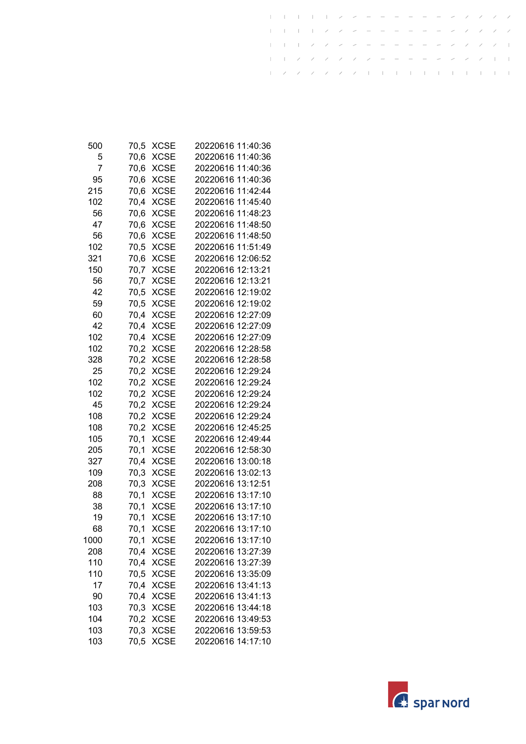| | | | |
|---|---|---|---|
| 500 | 70,5 | XCSE | 20220616 11:40:36 |
| 5 | 70,6 | XCSE | 20220616 11:40:36 |
| 7 | 70,6 | XCSE | 20220616 11:40:36 |
| 95 | 70,6 | XCSE | 20220616 11:40:36 |
| 215 | 70,6 | XCSE | 20220616 11:42:44 |
| 102 | 70,4 | XCSE | 20220616 11:45:40 |
| 56 | 70,6 | XCSE | 20220616 11:48:23 |
| 47 | 70,6 | XCSE | 20220616 11:48:50 |
| 56 | 70,6 | XCSE | 20220616 11:48:50 |
| 102 | 70,5 | XCSE | 20220616 11:51:49 |
| 321 | 70,6 | XCSE | 20220616 12:06:52 |
| 150 | 70,7 | XCSE | 20220616 12:13:21 |
| 56 | 70,7 | XCSE | 20220616 12:13:21 |
| 42 | 70,5 | XCSE | 20220616 12:19:02 |
| 59 | 70,5 | XCSE | 20220616 12:19:02 |
| 60 | 70,4 | XCSE | 20220616 12:27:09 |
| 42 | 70,4 | XCSE | 20220616 12:27:09 |
| 102 | 70,4 | XCSE | 20220616 12:27:09 |
| 102 | 70,2 | XCSE | 20220616 12:28:58 |
| 328 | 70,2 | XCSE | 20220616 12:28:58 |
| 25 | 70,2 | XCSE | 20220616 12:29:24 |
| 102 | 70,2 | XCSE | 20220616 12:29:24 |
| 102 | 70,2 | XCSE | 20220616 12:29:24 |
| 45 | 70,2 | XCSE | 20220616 12:29:24 |
| 108 | 70,2 | XCSE | 20220616 12:29:24 |
| 108 | 70,2 | XCSE | 20220616 12:45:25 |
| 105 | 70,1 | XCSE | 20220616 12:49:44 |
| 205 | 70,1 | XCSE | 20220616 12:58:30 |
| 327 | 70,4 | XCSE | 20220616 13:00:18 |
| 109 | 70,3 | XCSE | 20220616 13:02:13 |
| 208 | 70,3 | XCSE | 20220616 13:12:51 |
| 88 | 70,1 | XCSE | 20220616 13:17:10 |
| 38 | 70,1 | XCSE | 20220616 13:17:10 |
| 19 | 70,1 | XCSE | 20220616 13:17:10 |
| 68 | 70,1 | XCSE | 20220616 13:17:10 |
| 1000 | 70,1 | XCSE | 20220616 13:17:10 |
| 208 | 70,4 | XCSE | 20220616 13:27:39 |
| 110 | 70,4 | XCSE | 20220616 13:27:39 |
| 110 | 70,5 | XCSE | 20220616 13:35:09 |
| 17 | 70,4 | XCSE | 20220616 13:41:13 |
| 90 | 70,4 | XCSE | 20220616 13:41:13 |
| 103 | 70,3 | XCSE | 20220616 13:44:18 |
| 104 | 70,2 | XCSE | 20220616 13:49:53 |
| 103 | 70,3 | XCSE | 20220616 13:59:53 |
| 103 | 70,5 | XCSE | 20220616 14:17:10 |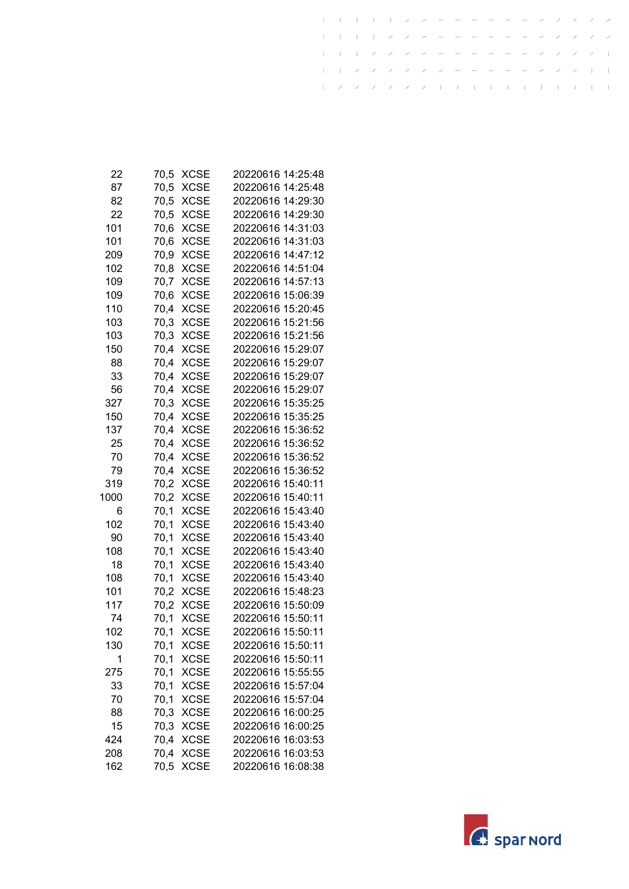| | | | |
|---|---|---|---|
| 22 | 70,5 | XCSE | 20220616 14:25:48 |
| 87 | 70,5 | XCSE | 20220616 14:25:48 |
| 82 | 70,5 | XCSE | 20220616 14:29:30 |
| 22 | 70,5 | XCSE | 20220616 14:29:30 |
| 101 | 70,6 | XCSE | 20220616 14:31:03 |
| 101 | 70,6 | XCSE | 20220616 14:31:03 |
| 209 | 70,9 | XCSE | 20220616 14:47:12 |
| 102 | 70,8 | XCSE | 20220616 14:51:04 |
| 109 | 70,7 | XCSE | 20220616 14:57:13 |
| 109 | 70,6 | XCSE | 20220616 15:06:39 |
| 110 | 70,4 | XCSE | 20220616 15:20:45 |
| 103 | 70,3 | XCSE | 20220616 15:21:56 |
| 103 | 70,3 | XCSE | 20220616 15:21:56 |
| 150 | 70,4 | XCSE | 20220616 15:29:07 |
| 88 | 70,4 | XCSE | 20220616 15:29:07 |
| 33 | 70,4 | XCSE | 20220616 15:29:07 |
| 56 | 70,4 | XCSE | 20220616 15:29:07 |
| 327 | 70,3 | XCSE | 20220616 15:35:25 |
| 150 | 70,4 | XCSE | 20220616 15:35:25 |
| 137 | 70,4 | XCSE | 20220616 15:36:52 |
| 25 | 70,4 | XCSE | 20220616 15:36:52 |
| 70 | 70,4 | XCSE | 20220616 15:36:52 |
| 79 | 70,4 | XCSE | 20220616 15:36:52 |
| 319 | 70,2 | XCSE | 20220616 15:40:11 |
| 1000 | 70,2 | XCSE | 20220616 15:40:11 |
| 6 | 70,1 | XCSE | 20220616 15:43:40 |
| 102 | 70,1 | XCSE | 20220616 15:43:40 |
| 90 | 70,1 | XCSE | 20220616 15:43:40 |
| 108 | 70,1 | XCSE | 20220616 15:43:40 |
| 18 | 70,1 | XCSE | 20220616 15:43:40 |
| 108 | 70,1 | XCSE | 20220616 15:43:40 |
| 101 | 70,2 | XCSE | 20220616 15:48:23 |
| 117 | 70,2 | XCSE | 20220616 15:50:09 |
| 74 | 70,1 | XCSE | 20220616 15:50:11 |
| 102 | 70,1 | XCSE | 20220616 15:50:11 |
| 130 | 70,1 | XCSE | 20220616 15:50:11 |
| 1 | 70,1 | XCSE | 20220616 15:50:11 |
| 275 | 70,1 | XCSE | 20220616 15:55:55 |
| 33 | 70,1 | XCSE | 20220616 15:57:04 |
| 70 | 70,1 | XCSE | 20220616 15:57:04 |
| 88 | 70,3 | XCSE | 20220616 16:00:25 |
| 15 | 70,3 | XCSE | 20220616 16:00:25 |
| 424 | 70,4 | XCSE | 20220616 16:03:53 |
| 208 | 70,4 | XCSE | 20220616 16:03:53 |
| 162 | 70,5 | XCSE | 20220616 16:08:38 |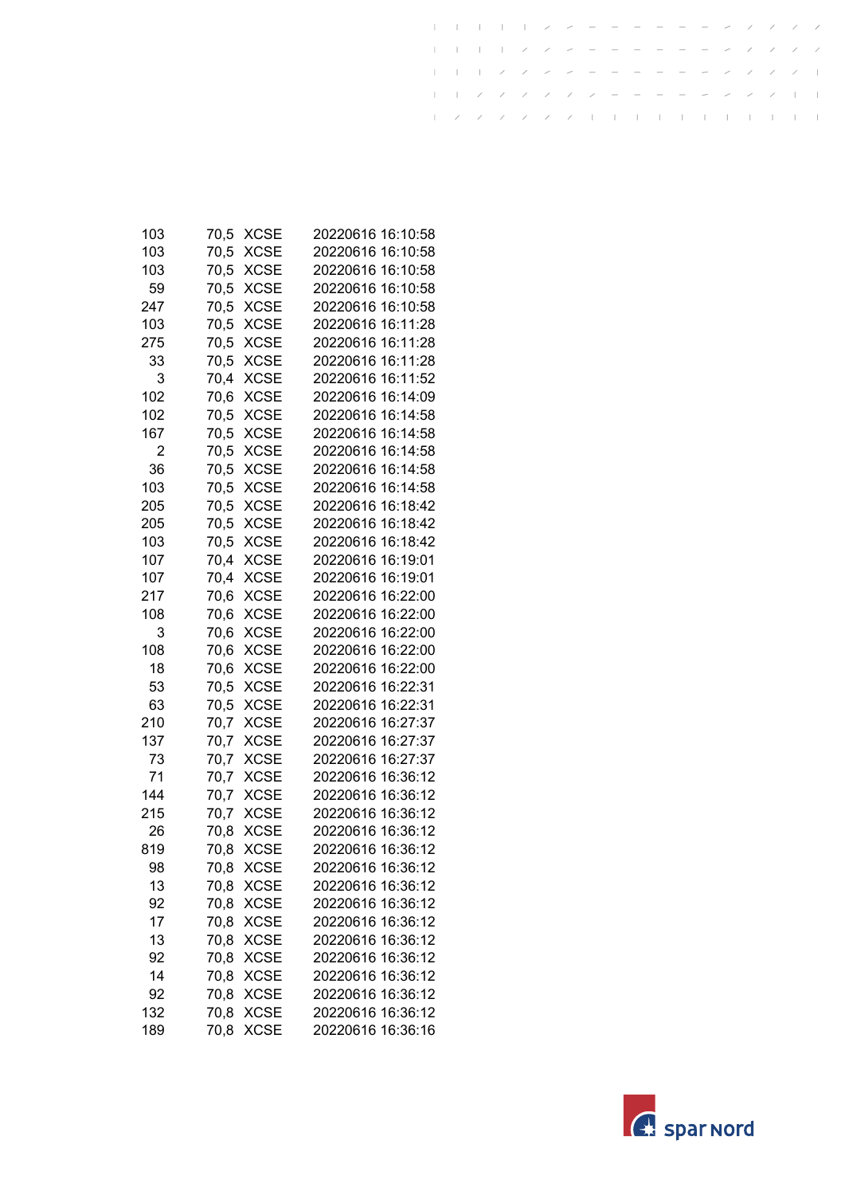| | | | |
|---|---|---|---|
| 103 | 70,5 | XCSE | 20220616 16:10:58 |
| 103 | 70,5 | XCSE | 20220616 16:10:58 |
| 103 | 70,5 | XCSE | 20220616 16:10:58 |
| 59 | 70,5 | XCSE | 20220616 16:10:58 |
| 247 | 70,5 | XCSE | 20220616 16:10:58 |
| 103 | 70,5 | XCSE | 20220616 16:11:28 |
| 275 | 70,5 | XCSE | 20220616 16:11:28 |
| 33 | 70,5 | XCSE | 20220616 16:11:28 |
| 3 | 70,4 | XCSE | 20220616 16:11:52 |
| 102 | 70,6 | XCSE | 20220616 16:14:09 |
| 102 | 70,5 | XCSE | 20220616 16:14:58 |
| 167 | 70,5 | XCSE | 20220616 16:14:58 |
| 2 | 70,5 | XCSE | 20220616 16:14:58 |
| 36 | 70,5 | XCSE | 20220616 16:14:58 |
| 103 | 70,5 | XCSE | 20220616 16:14:58 |
| 205 | 70,5 | XCSE | 20220616 16:18:42 |
| 205 | 70,5 | XCSE | 20220616 16:18:42 |
| 103 | 70,5 | XCSE | 20220616 16:18:42 |
| 107 | 70,4 | XCSE | 20220616 16:19:01 |
| 107 | 70,4 | XCSE | 20220616 16:19:01 |
| 217 | 70,6 | XCSE | 20220616 16:22:00 |
| 108 | 70,6 | XCSE | 20220616 16:22:00 |
| 3 | 70,6 | XCSE | 20220616 16:22:00 |
| 108 | 70,6 | XCSE | 20220616 16:22:00 |
| 18 | 70,6 | XCSE | 20220616 16:22:00 |
| 53 | 70,5 | XCSE | 20220616 16:22:31 |
| 63 | 70,5 | XCSE | 20220616 16:22:31 |
| 210 | 70,7 | XCSE | 20220616 16:27:37 |
| 137 | 70,7 | XCSE | 20220616 16:27:37 |
| 73 | 70,7 | XCSE | 20220616 16:27:37 |
| 71 | 70,7 | XCSE | 20220616 16:36:12 |
| 144 | 70,7 | XCSE | 20220616 16:36:12 |
| 215 | 70,7 | XCSE | 20220616 16:36:12 |
| 26 | 70,8 | XCSE | 20220616 16:36:12 |
| 819 | 70,8 | XCSE | 20220616 16:36:12 |
| 98 | 70,8 | XCSE | 20220616 16:36:12 |
| 13 | 70,8 | XCSE | 20220616 16:36:12 |
| 92 | 70,8 | XCSE | 20220616 16:36:12 |
| 17 | 70,8 | XCSE | 20220616 16:36:12 |
| 13 | 70,8 | XCSE | 20220616 16:36:12 |
| 92 | 70,8 | XCSE | 20220616 16:36:12 |
| 14 | 70,8 | XCSE | 20220616 16:36:12 |
| 92 | 70,8 | XCSE | 20220616 16:36:12 |
| 132 | 70,8 | XCSE | 20220616 16:36:12 |
| 189 | 70,8 | XCSE | 20220616 16:36:16 |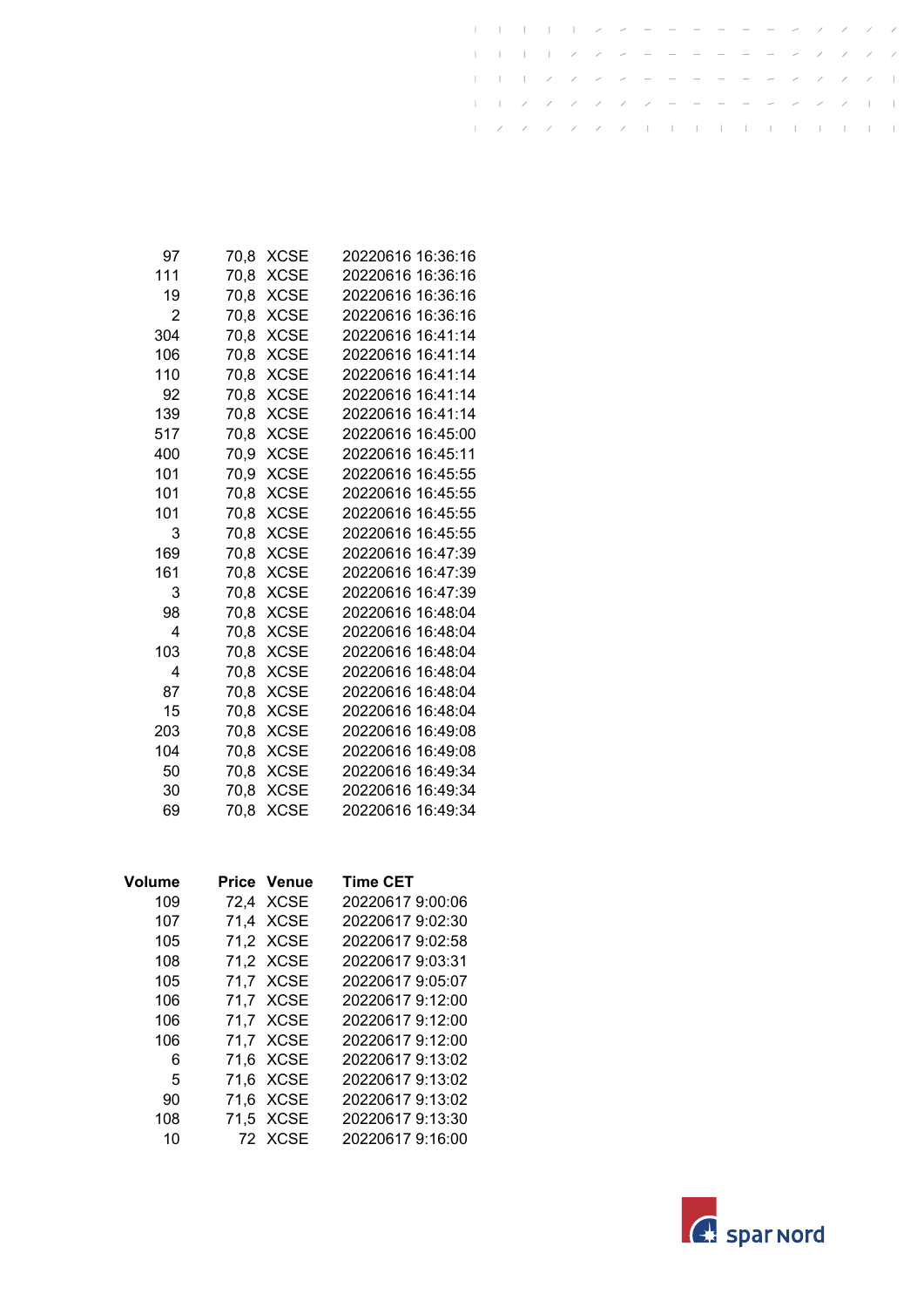| | | | |
|---|---|---|---|
| 97 | 70,8 | XCSE | 20220616 16:36:16 |
| 111 | 70,8 | XCSE | 20220616 16:36:16 |
| 19 | 70,8 | XCSE | 20220616 16:36:16 |
| 2 | 70,8 | XCSE | 20220616 16:36:16 |
| 304 | 70,8 | XCSE | 20220616 16:41:14 |
| 106 | 70,8 | XCSE | 20220616 16:41:14 |
| 110 | 70,8 | XCSE | 20220616 16:41:14 |
| 92 | 70,8 | XCSE | 20220616 16:41:14 |
| 139 | 70,8 | XCSE | 20220616 16:41:14 |
| 517 | 70,8 | XCSE | 20220616 16:45:00 |
| 400 | 70,9 | XCSE | 20220616 16:45:11 |
| 101 | 70,9 | XCSE | 20220616 16:45:55 |
| 101 | 70,8 | XCSE | 20220616 16:45:55 |
| 101 | 70,8 | XCSE | 20220616 16:45:55 |
| 3 | 70,8 | XCSE | 20220616 16:45:55 |
| 169 | 70,8 | XCSE | 20220616 16:47:39 |
| 161 | 70,8 | XCSE | 20220616 16:47:39 |
| 3 | 70,8 | XCSE | 20220616 16:47:39 |
| 98 | 70,8 | XCSE | 20220616 16:48:04 |
| 4 | 70,8 | XCSE | 20220616 16:48:04 |
| 103 | 70,8 | XCSE | 20220616 16:48:04 |
| 4 | 70,8 | XCSE | 20220616 16:48:04 |
| 87 | 70,8 | XCSE | 20220616 16:48:04 |
| 15 | 70,8 | XCSE | 20220616 16:48:04 |
| 203 | 70,8 | XCSE | 20220616 16:49:08 |
| 104 | 70,8 | XCSE | 20220616 16:49:08 |
| 50 | 70,8 | XCSE | 20220616 16:49:34 |
| 30 | 70,8 | XCSE | 20220616 16:49:34 |
| 69 | 70,8 | XCSE | 20220616 16:49:34 |

| Volume | Price | Venue | Time CET |
|---|---|---|---|
| 109 | 72,4 | XCSE | 20220617 9:00:06 |
| 107 | 71,4 | XCSE | 20220617 9:02:30 |
| 105 | 71,2 | XCSE | 20220617 9:02:58 |
| 108 | 71,2 | XCSE | 20220617 9:03:31 |
| 105 | 71,7 | XCSE | 20220617 9:05:07 |
| 106 | 71,7 | XCSE | 20220617 9:12:00 |
| 106 | 71,7 | XCSE | 20220617 9:12:00 |
| 106 | 71,7 | XCSE | 20220617 9:12:00 |
| 6 | 71,6 | XCSE | 20220617 9:13:02 |
| 5 | 71,6 | XCSE | 20220617 9:13:02 |
| 90 | 71,6 | XCSE | 20220617 9:13:02 |
| 108 | 71,5 | XCSE | 20220617 9:13:30 |
| 10 | 72 | XCSE | 20220617 9:16:00 |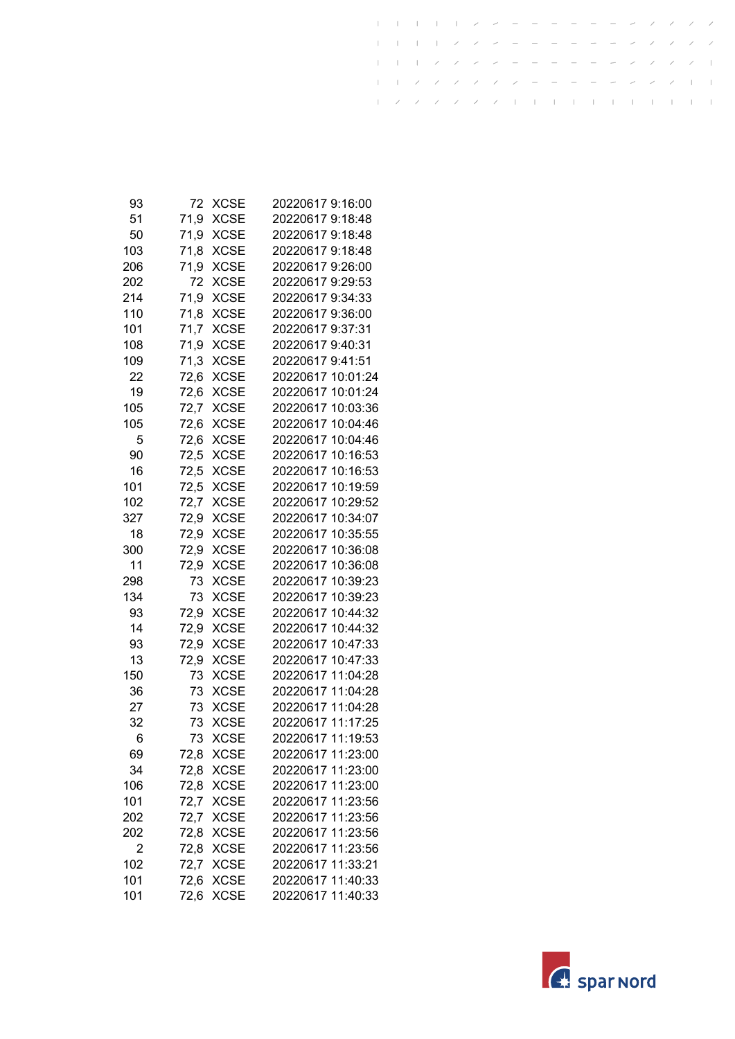| | | | |
|---|---|---|---|
| 93 | 72 | XCSE | 20220617 9:16:00 |
| 51 | 71,9 | XCSE | 20220617 9:18:48 |
| 50 | 71,9 | XCSE | 20220617 9:18:48 |
| 103 | 71,8 | XCSE | 20220617 9:18:48 |
| 206 | 71,9 | XCSE | 20220617 9:26:00 |
| 202 | 72 | XCSE | 20220617 9:29:53 |
| 214 | 71,9 | XCSE | 20220617 9:34:33 |
| 110 | 71,8 | XCSE | 20220617 9:36:00 |
| 101 | 71,7 | XCSE | 20220617 9:37:31 |
| 108 | 71,9 | XCSE | 20220617 9:40:31 |
| 109 | 71,3 | XCSE | 20220617 9:41:51 |
| 22 | 72,6 | XCSE | 20220617 10:01:24 |
| 19 | 72,6 | XCSE | 20220617 10:01:24 |
| 105 | 72,7 | XCSE | 20220617 10:03:36 |
| 105 | 72,6 | XCSE | 20220617 10:04:46 |
| 5 | 72,6 | XCSE | 20220617 10:04:46 |
| 90 | 72,5 | XCSE | 20220617 10:16:53 |
| 16 | 72,5 | XCSE | 20220617 10:16:53 |
| 101 | 72,5 | XCSE | 20220617 10:19:59 |
| 102 | 72,7 | XCSE | 20220617 10:29:52 |
| 327 | 72,9 | XCSE | 20220617 10:34:07 |
| 18 | 72,9 | XCSE | 20220617 10:35:55 |
| 300 | 72,9 | XCSE | 20220617 10:36:08 |
| 11 | 72,9 | XCSE | 20220617 10:36:08 |
| 298 | 73 | XCSE | 20220617 10:39:23 |
| 134 | 73 | XCSE | 20220617 10:39:23 |
| 93 | 72,9 | XCSE | 20220617 10:44:32 |
| 14 | 72,9 | XCSE | 20220617 10:44:32 |
| 93 | 72,9 | XCSE | 20220617 10:47:33 |
| 13 | 72,9 | XCSE | 20220617 10:47:33 |
| 150 | 73 | XCSE | 20220617 11:04:28 |
| 36 | 73 | XCSE | 20220617 11:04:28 |
| 27 | 73 | XCSE | 20220617 11:04:28 |
| 32 | 73 | XCSE | 20220617 11:17:25 |
| 6 | 73 | XCSE | 20220617 11:19:53 |
| 69 | 72,8 | XCSE | 20220617 11:23:00 |
| 34 | 72,8 | XCSE | 20220617 11:23:00 |
| 106 | 72,8 | XCSE | 20220617 11:23:00 |
| 101 | 72,7 | XCSE | 20220617 11:23:56 |
| 202 | 72,7 | XCSE | 20220617 11:23:56 |
| 202 | 72,8 | XCSE | 20220617 11:23:56 |
| 2 | 72,8 | XCSE | 20220617 11:23:56 |
| 102 | 72,7 | XCSE | 20220617 11:33:21 |
| 101 | 72,6 | XCSE | 20220617 11:40:33 |
| 101 | 72,6 | XCSE | 20220617 11:40:33 |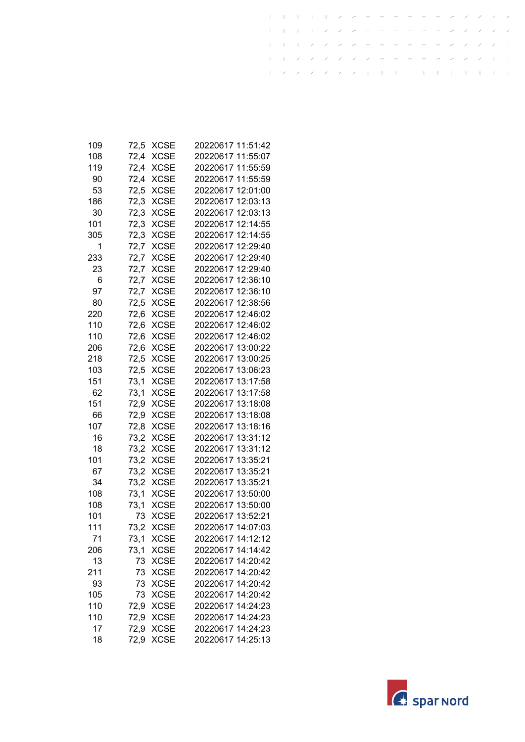| | | | |
|---|---|---|---|
| 109 | 72,5 | XCSE | 20220617 11:51:42 |
| 108 | 72,4 | XCSE | 20220617 11:55:07 |
| 119 | 72,4 | XCSE | 20220617 11:55:59 |
| 90 | 72,4 | XCSE | 20220617 11:55:59 |
| 53 | 72,5 | XCSE | 20220617 12:01:00 |
| 186 | 72,3 | XCSE | 20220617 12:03:13 |
| 30 | 72,3 | XCSE | 20220617 12:03:13 |
| 101 | 72,3 | XCSE | 20220617 12:14:55 |
| 305 | 72,3 | XCSE | 20220617 12:14:55 |
| 1 | 72,7 | XCSE | 20220617 12:29:40 |
| 233 | 72,7 | XCSE | 20220617 12:29:40 |
| 23 | 72,7 | XCSE | 20220617 12:29:40 |
| 6 | 72,7 | XCSE | 20220617 12:36:10 |
| 97 | 72,7 | XCSE | 20220617 12:36:10 |
| 80 | 72,5 | XCSE | 20220617 12:38:56 |
| 220 | 72,6 | XCSE | 20220617 12:46:02 |
| 110 | 72,6 | XCSE | 20220617 12:46:02 |
| 110 | 72,6 | XCSE | 20220617 12:46:02 |
| 206 | 72,6 | XCSE | 20220617 13:00:22 |
| 218 | 72,5 | XCSE | 20220617 13:00:25 |
| 103 | 72,5 | XCSE | 20220617 13:06:23 |
| 151 | 73,1 | XCSE | 20220617 13:17:58 |
| 62 | 73,1 | XCSE | 20220617 13:17:58 |
| 151 | 72,9 | XCSE | 20220617 13:18:08 |
| 66 | 72,9 | XCSE | 20220617 13:18:08 |
| 107 | 72,8 | XCSE | 20220617 13:18:16 |
| 16 | 73,2 | XCSE | 20220617 13:31:12 |
| 18 | 73,2 | XCSE | 20220617 13:31:12 |
| 101 | 73,2 | XCSE | 20220617 13:35:21 |
| 67 | 73,2 | XCSE | 20220617 13:35:21 |
| 34 | 73,2 | XCSE | 20220617 13:35:21 |
| 108 | 73,1 | XCSE | 20220617 13:50:00 |
| 108 | 73,1 | XCSE | 20220617 13:50:00 |
| 101 | 73 | XCSE | 20220617 13:52:21 |
| 111 | 73,2 | XCSE | 20220617 14:07:03 |
| 71 | 73,1 | XCSE | 20220617 14:12:12 |
| 206 | 73,1 | XCSE | 20220617 14:14:42 |
| 13 | 73 | XCSE | 20220617 14:20:42 |
| 211 | 73 | XCSE | 20220617 14:20:42 |
| 93 | 73 | XCSE | 20220617 14:20:42 |
| 105 | 73 | XCSE | 20220617 14:20:42 |
| 110 | 72,9 | XCSE | 20220617 14:24:23 |
| 110 | 72,9 | XCSE | 20220617 14:24:23 |
| 17 | 72,9 | XCSE | 20220617 14:24:23 |
| 18 | 72,9 | XCSE | 20220617 14:25:13 |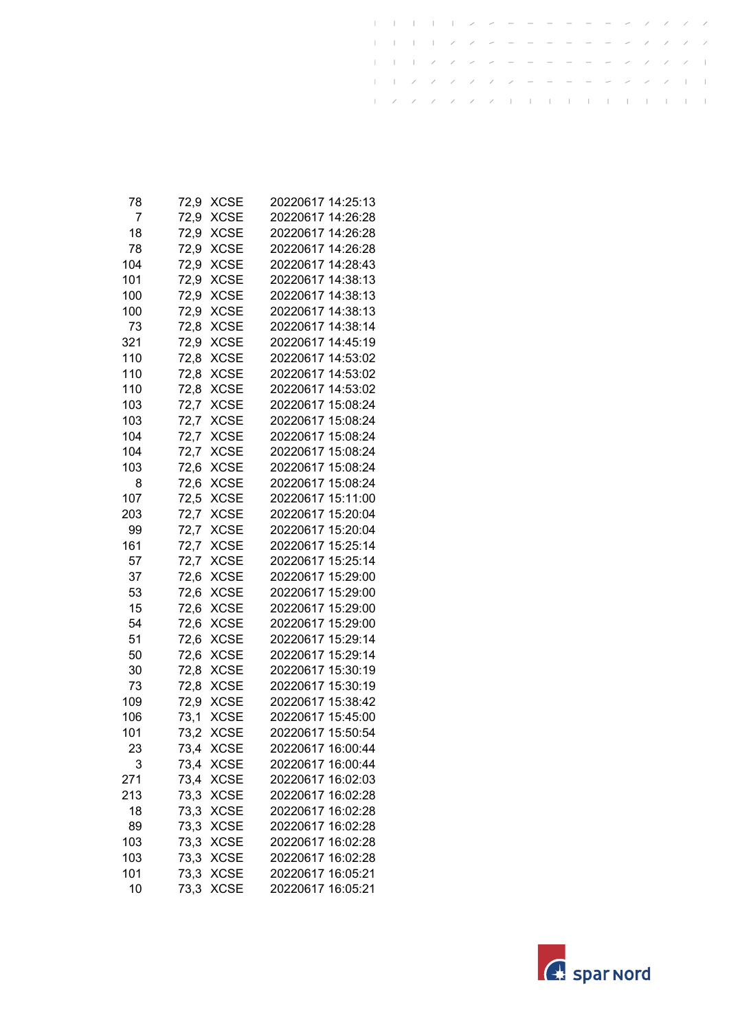| | | | |
|---|---|---|---|
| 78 | 72,9 | XCSE | 20220617 14:25:13 |
| 7 | 72,9 | XCSE | 20220617 14:26:28 |
| 18 | 72,9 | XCSE | 20220617 14:26:28 |
| 78 | 72,9 | XCSE | 20220617 14:26:28 |
| 104 | 72,9 | XCSE | 20220617 14:28:43 |
| 101 | 72,9 | XCSE | 20220617 14:38:13 |
| 100 | 72,9 | XCSE | 20220617 14:38:13 |
| 100 | 72,9 | XCSE | 20220617 14:38:13 |
| 73 | 72,8 | XCSE | 20220617 14:38:14 |
| 321 | 72,9 | XCSE | 20220617 14:45:19 |
| 110 | 72,8 | XCSE | 20220617 14:53:02 |
| 110 | 72,8 | XCSE | 20220617 14:53:02 |
| 110 | 72,8 | XCSE | 20220617 14:53:02 |
| 103 | 72,7 | XCSE | 20220617 15:08:24 |
| 103 | 72,7 | XCSE | 20220617 15:08:24 |
| 104 | 72,7 | XCSE | 20220617 15:08:24 |
| 104 | 72,7 | XCSE | 20220617 15:08:24 |
| 103 | 72,6 | XCSE | 20220617 15:08:24 |
| 8 | 72,6 | XCSE | 20220617 15:08:24 |
| 107 | 72,5 | XCSE | 20220617 15:11:00 |
| 203 | 72,7 | XCSE | 20220617 15:20:04 |
| 99 | 72,7 | XCSE | 20220617 15:20:04 |
| 161 | 72,7 | XCSE | 20220617 15:25:14 |
| 57 | 72,7 | XCSE | 20220617 15:25:14 |
| 37 | 72,6 | XCSE | 20220617 15:29:00 |
| 53 | 72,6 | XCSE | 20220617 15:29:00 |
| 15 | 72,6 | XCSE | 20220617 15:29:00 |
| 54 | 72,6 | XCSE | 20220617 15:29:00 |
| 51 | 72,6 | XCSE | 20220617 15:29:14 |
| 50 | 72,6 | XCSE | 20220617 15:29:14 |
| 30 | 72,8 | XCSE | 20220617 15:30:19 |
| 73 | 72,8 | XCSE | 20220617 15:30:19 |
| 109 | 72,9 | XCSE | 20220617 15:38:42 |
| 106 | 73,1 | XCSE | 20220617 15:45:00 |
| 101 | 73,2 | XCSE | 20220617 15:50:54 |
| 23 | 73,4 | XCSE | 20220617 16:00:44 |
| 3 | 73,4 | XCSE | 20220617 16:00:44 |
| 271 | 73,4 | XCSE | 20220617 16:02:03 |
| 213 | 73,3 | XCSE | 20220617 16:02:28 |
| 18 | 73,3 | XCSE | 20220617 16:02:28 |
| 89 | 73,3 | XCSE | 20220617 16:02:28 |
| 103 | 73,3 | XCSE | 20220617 16:02:28 |
| 103 | 73,3 | XCSE | 20220617 16:02:28 |
| 101 | 73,3 | XCSE | 20220617 16:05:21 |
| 10 | 73,3 | XCSE | 20220617 16:05:21 |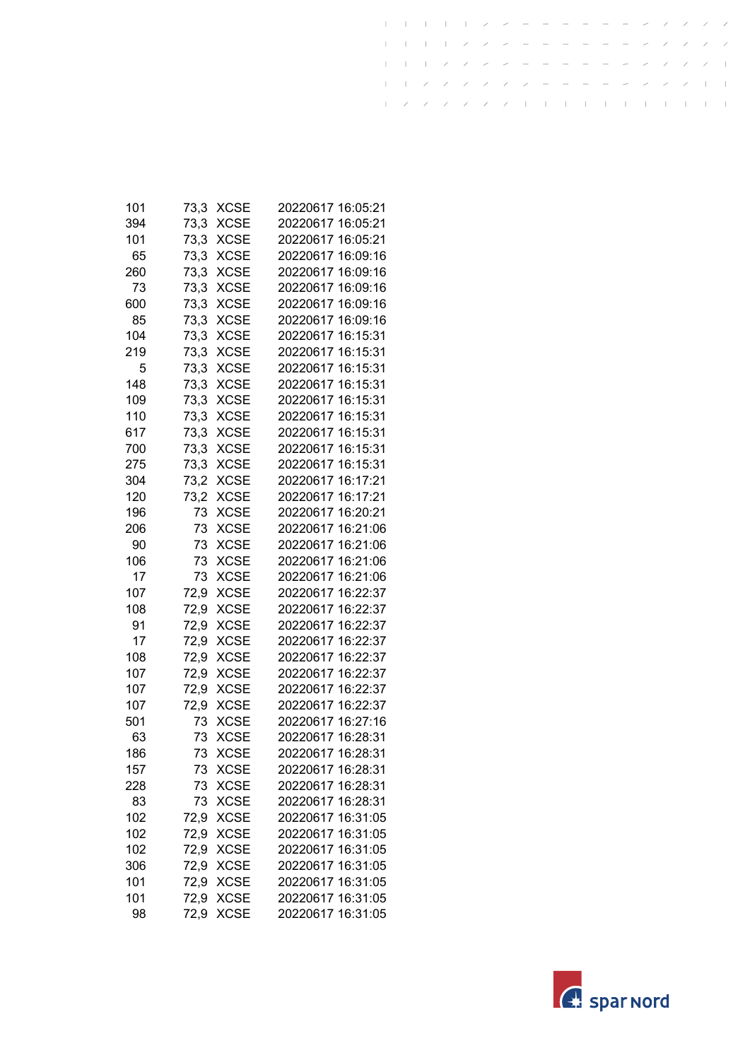| | | | |
|---|---|---|---|
| 101 | 73,3 | XCSE | 20220617 16:05:21 |
| 394 | 73,3 | XCSE | 20220617 16:05:21 |
| 101 | 73,3 | XCSE | 20220617 16:05:21 |
| 65 | 73,3 | XCSE | 20220617 16:09:16 |
| 260 | 73,3 | XCSE | 20220617 16:09:16 |
| 73 | 73,3 | XCSE | 20220617 16:09:16 |
| 600 | 73,3 | XCSE | 20220617 16:09:16 |
| 85 | 73,3 | XCSE | 20220617 16:09:16 |
| 104 | 73,3 | XCSE | 20220617 16:15:31 |
| 219 | 73,3 | XCSE | 20220617 16:15:31 |
| 5 | 73,3 | XCSE | 20220617 16:15:31 |
| 148 | 73,3 | XCSE | 20220617 16:15:31 |
| 109 | 73,3 | XCSE | 20220617 16:15:31 |
| 110 | 73,3 | XCSE | 20220617 16:15:31 |
| 617 | 73,3 | XCSE | 20220617 16:15:31 |
| 700 | 73,3 | XCSE | 20220617 16:15:31 |
| 275 | 73,3 | XCSE | 20220617 16:15:31 |
| 304 | 73,2 | XCSE | 20220617 16:17:21 |
| 120 | 73,2 | XCSE | 20220617 16:17:21 |
| 196 | 73 | XCSE | 20220617 16:20:21 |
| 206 | 73 | XCSE | 20220617 16:21:06 |
| 90 | 73 | XCSE | 20220617 16:21:06 |
| 106 | 73 | XCSE | 20220617 16:21:06 |
| 17 | 73 | XCSE | 20220617 16:21:06 |
| 107 | 72,9 | XCSE | 20220617 16:22:37 |
| 108 | 72,9 | XCSE | 20220617 16:22:37 |
| 91 | 72,9 | XCSE | 20220617 16:22:37 |
| 17 | 72,9 | XCSE | 20220617 16:22:37 |
| 108 | 72,9 | XCSE | 20220617 16:22:37 |
| 107 | 72,9 | XCSE | 20220617 16:22:37 |
| 107 | 72,9 | XCSE | 20220617 16:22:37 |
| 107 | 72,9 | XCSE | 20220617 16:22:37 |
| 501 | 73 | XCSE | 20220617 16:27:16 |
| 63 | 73 | XCSE | 20220617 16:28:31 |
| 186 | 73 | XCSE | 20220617 16:28:31 |
| 157 | 73 | XCSE | 20220617 16:28:31 |
| 228 | 73 | XCSE | 20220617 16:28:31 |
| 83 | 73 | XCSE | 20220617 16:28:31 |
| 102 | 72,9 | XCSE | 20220617 16:31:05 |
| 102 | 72,9 | XCSE | 20220617 16:31:05 |
| 102 | 72,9 | XCSE | 20220617 16:31:05 |
| 306 | 72,9 | XCSE | 20220617 16:31:05 |
| 101 | 72,9 | XCSE | 20220617 16:31:05 |
| 101 | 72,9 | XCSE | 20220617 16:31:05 |
| 98 | 72,9 | XCSE | 20220617 16:31:05 |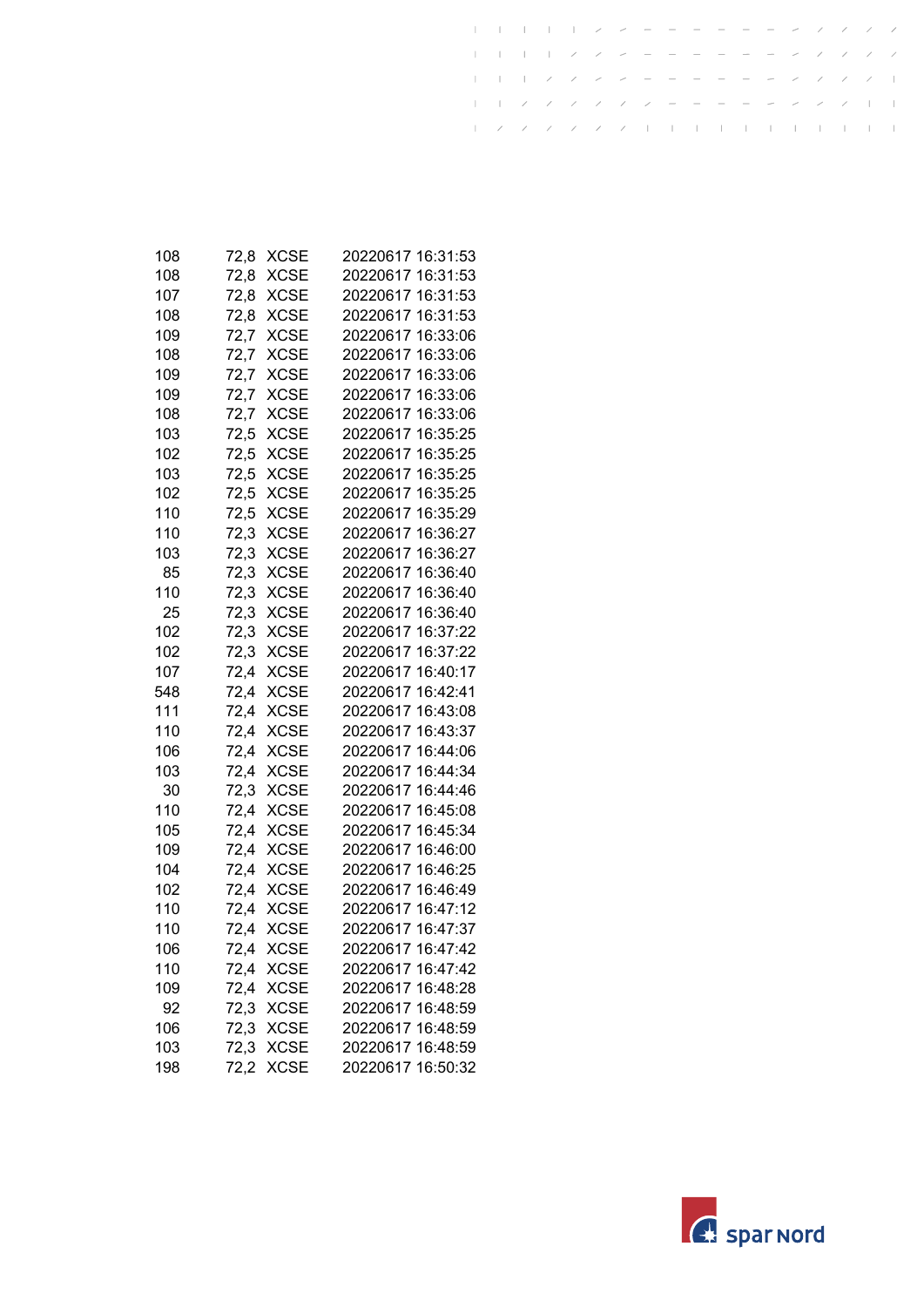| | | | |
|---|---|---|---|
| 108 | 72,8 | XCSE | 20220617 16:31:53 |
| 108 | 72,8 | XCSE | 20220617 16:31:53 |
| 107 | 72,8 | XCSE | 20220617 16:31:53 |
| 108 | 72,8 | XCSE | 20220617 16:31:53 |
| 109 | 72,7 | XCSE | 20220617 16:33:06 |
| 108 | 72,7 | XCSE | 20220617 16:33:06 |
| 109 | 72,7 | XCSE | 20220617 16:33:06 |
| 109 | 72,7 | XCSE | 20220617 16:33:06 |
| 108 | 72,7 | XCSE | 20220617 16:33:06 |
| 103 | 72,5 | XCSE | 20220617 16:35:25 |
| 102 | 72,5 | XCSE | 20220617 16:35:25 |
| 103 | 72,5 | XCSE | 20220617 16:35:25 |
| 102 | 72,5 | XCSE | 20220617 16:35:25 |
| 110 | 72,5 | XCSE | 20220617 16:35:29 |
| 110 | 72,3 | XCSE | 20220617 16:36:27 |
| 103 | 72,3 | XCSE | 20220617 16:36:27 |
| 85 | 72,3 | XCSE | 20220617 16:36:40 |
| 110 | 72,3 | XCSE | 20220617 16:36:40 |
| 25 | 72,3 | XCSE | 20220617 16:36:40 |
| 102 | 72,3 | XCSE | 20220617 16:37:22 |
| 102 | 72,3 | XCSE | 20220617 16:37:22 |
| 107 | 72,4 | XCSE | 20220617 16:40:17 |
| 548 | 72,4 | XCSE | 20220617 16:42:41 |
| 111 | 72,4 | XCSE | 20220617 16:43:08 |
| 110 | 72,4 | XCSE | 20220617 16:43:37 |
| 106 | 72,4 | XCSE | 20220617 16:44:06 |
| 103 | 72,4 | XCSE | 20220617 16:44:34 |
| 30 | 72,3 | XCSE | 20220617 16:44:46 |
| 110 | 72,4 | XCSE | 20220617 16:45:08 |
| 105 | 72,4 | XCSE | 20220617 16:45:34 |
| 109 | 72,4 | XCSE | 20220617 16:46:00 |
| 104 | 72,4 | XCSE | 20220617 16:46:25 |
| 102 | 72,4 | XCSE | 20220617 16:46:49 |
| 110 | 72,4 | XCSE | 20220617 16:47:12 |
| 110 | 72,4 | XCSE | 20220617 16:47:37 |
| 106 | 72,4 | XCSE | 20220617 16:47:42 |
| 110 | 72,4 | XCSE | 20220617 16:47:42 |
| 109 | 72,4 | XCSE | 20220617 16:48:28 |
| 92 | 72,3 | XCSE | 20220617 16:48:59 |
| 106 | 72,3 | XCSE | 20220617 16:48:59 |
| 103 | 72,3 | XCSE | 20220617 16:48:59 |
| 198 | 72,2 | XCSE | 20220617 16:50:32 |